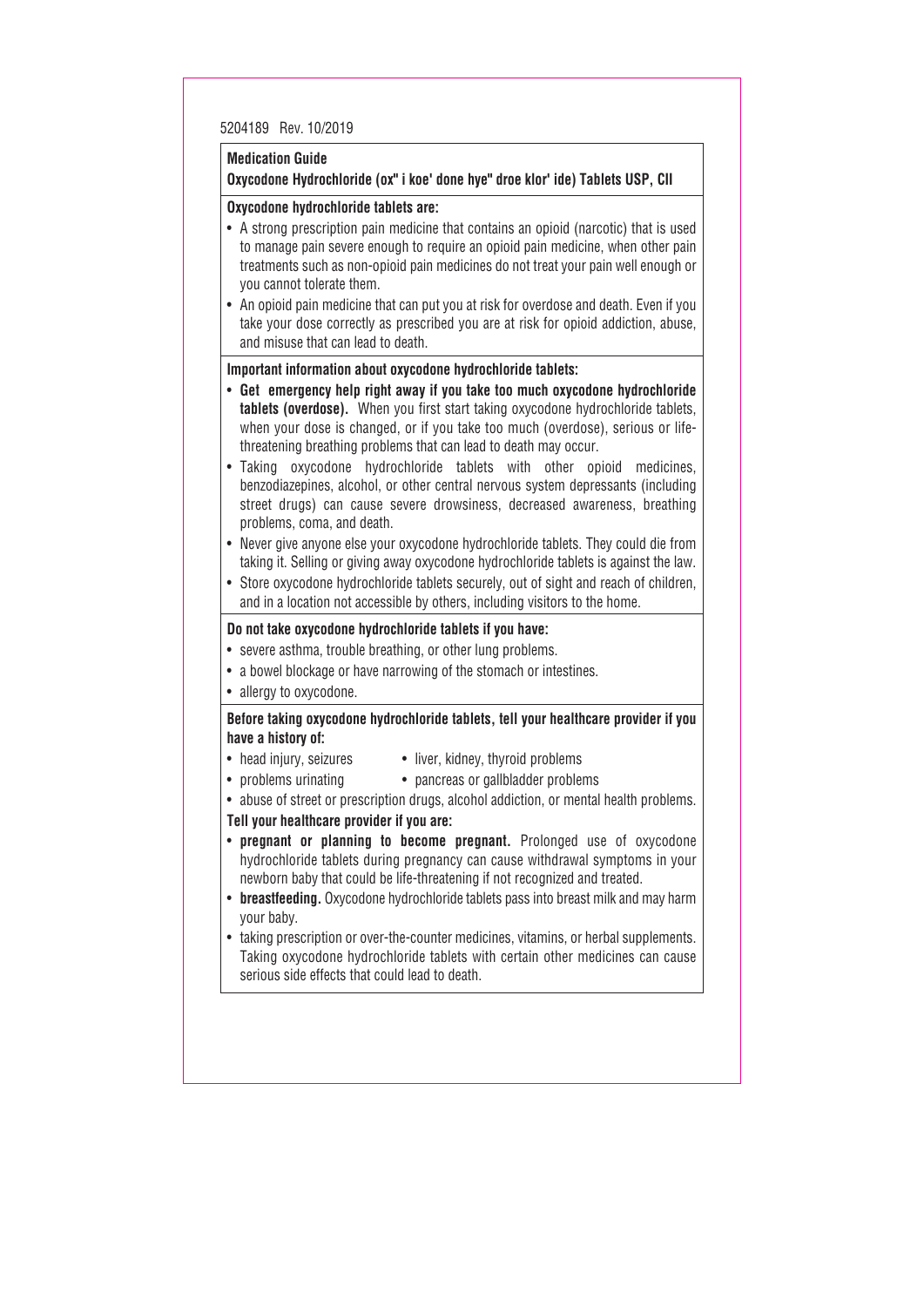5204189 Rev. 10/2019

**Medication Guide**

**Oxycodone Hydrochloride (ox" i koe' done hye" droe klor' ide) Tablets USP, CII**

**Oxycodone hydrochloride tablets are:**

- A strong prescription pain medicine that contains an opioid (narcotic) that is used to manage pain severe enough to require an opioid pain medicine, when other pain treatments such as non-opioid pain medicines do not treat your pain well enough or you cannot tolerate them.
- An opioid pain medicine that can put you at risk for overdose and death. Even if you take your dose correctly as prescribed you are at risk for opioid addiction, abuse, and misuse that can lead to death.

**Important information about oxycodone hydrochloride tablets:**

- **Get emergency help right away if you take too much oxycodone hydrochloride tablets (overdose).** When you first start taking oxycodone hydrochloride tablets, when your dose is changed, or if you take too much (overdose), serious or life-threatening breathing problems that can lead to death may occur.
- Taking oxycodone hydrochloride tablets with other opioid medicines, benzodiazepines, alcohol, or other central nervous system depressants (including street drugs) can cause severe drowsiness, decreased awareness, breathing problems, coma, and death.
- Never give anyone else your oxycodone hydrochloride tablets. They could die from taking it. Selling or giving away oxycodone hydrochloride tablets is against the law.
- Store oxycodone hydrochloride tablets securely, out of sight and reach of children, and in a location not accessible by others, including visitors to the home.

**Do not take oxycodone hydrochloride tablets if you have:**

- severe asthma, trouble breathing, or other lung problems.
- a bowel blockage or have narrowing of the stomach or intestines.
- allergy to oxycodone.

**Before taking oxycodone hydrochloride tablets, tell your healthcare provider if you have a history of:**

- head injury, seizures
- liver, kidney, thyroid problems
- problems urinating
- pancreas or gallbladder problems
- abuse of street or prescription drugs, alcohol addiction, or mental health problems.

**Tell your healthcare provider if you are:**

- **pregnant or planning to become pregnant.** Prolonged use of oxycodone hydrochloride tablets during pregnancy can cause withdrawal symptoms in your newborn baby that could be life-threatening if not recognized and treated.
- **breastfeeding.** Oxycodone hydrochloride tablets pass into breast milk and may harm your baby.
- taking prescription or over-the-counter medicines, vitamins, or herbal supplements. Taking oxycodone hydrochloride tablets with certain other medicines can cause serious side effects that could lead to death.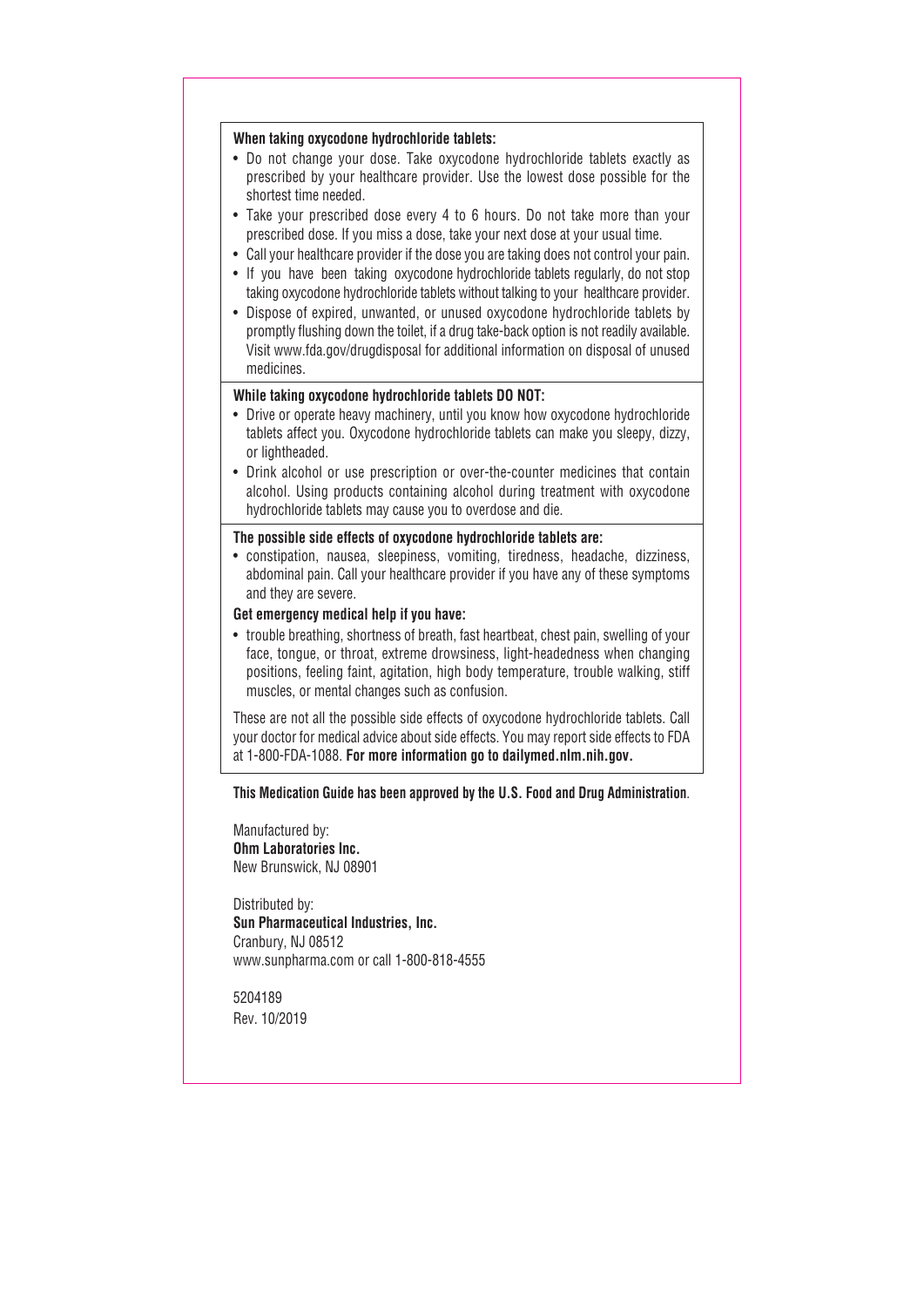**When taking oxycodone hydrochloride tablets:**

- Do not change your dose. Take oxycodone hydrochloride tablets exactly as prescribed by your healthcare provider. Use the lowest dose possible for the shortest time needed.
- Take your prescribed dose every 4 to 6 hours. Do not take more than your prescribed dose. If you miss a dose, take your next dose at your usual time.
- Call your healthcare provider if the dose you are taking does not control your pain.
- If you have been taking oxycodone hydrochloride tablets regularly, do not stop taking oxycodone hydrochloride tablets without talking to your healthcare provider.
- Dispose of expired, unwanted, or unused oxycodone hydrochloride tablets by promptly flushing down the toilet, if a drug take-back option is not readily available. Visit www.fda.gov/drugdisposal for additional information on disposal of unused medicines.

**While taking oxycodone hydrochloride tablets DO NOT:**

- Drive or operate heavy machinery, until you know how oxycodone hydrochloride tablets affect you. Oxycodone hydrochloride tablets can make you sleepy, dizzy, or lightheaded.
- Drink alcohol or use prescription or over-the-counter medicines that contain alcohol. Using products containing alcohol during treatment with oxycodone hydrochloride tablets may cause you to overdose and die.

**The possible side effects of oxycodone hydrochloride tablets are:**

- constipation, nausea, sleepiness, vomiting, tiredness, headache, dizziness, abdominal pain. Call your healthcare provider if you have any of these symptoms and they are severe.

**Get emergency medical help if you have:**

- trouble breathing, shortness of breath, fast heartbeat, chest pain, swelling of your face, tongue, or throat, extreme drowsiness, light-headedness when changing positions, feeling faint, agitation, high body temperature, trouble walking, stiff muscles, or mental changes such as confusion.

These are not all the possible side effects of oxycodone hydrochloride tablets. Call your doctor for medical advice about side effects. You may report side effects to FDA at 1-800-FDA-1088. **For more information go to dailymed.nlm.nih.gov.**

**This Medication Guide has been approved by the U.S. Food and Drug Administration**.

Manufactured by:
**Ohm Laboratories Inc.**
New Brunswick, NJ 08901

Distributed by:
**Sun Pharmaceutical Industries, Inc.**
Cranbury, NJ 08512
www.sunpharma.com or call 1-800-818-4555

5204189
Rev. 10/2019